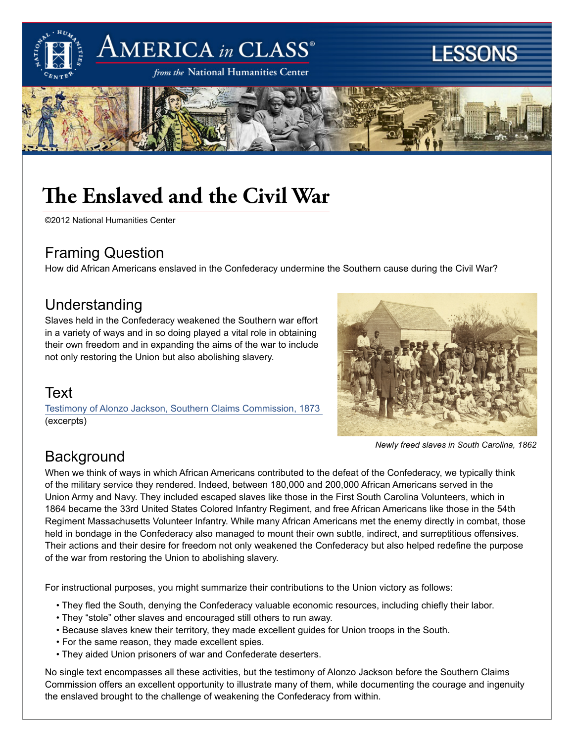# The Enslaved and the Civil War

©2012 National Humanities Center

## Framing Question

How did African Americans enslaved in the Confederacy undermine the Southern cause during the Civil War?

## Understanding

Slaves held in the Confederacy weakened the Southern war effort in a variety of ways and in so doing played a vital role in obtaining their own freedom and in expanding the aims of the war to include not only restoring the Union but also abolishing slavery.

## Text

Testimony of Alonzo Jackson, Southern Claims Commission, 1873 (excerpts)

*Newly freed slaves in South Carolina, 1862*

## Background

When we think of ways in which African Americans contributed to the defeat of the Confederacy, we typically think of the military service they rendered. Indeed, between 180,000 and 200,000 African Americans served in the Union Army and Navy. They included escaped slaves like those in the First South Carolina Volunteers, which in 1864 became the 33rd United States Colored Infantry Regiment, and free African Americans like those in the 54th Regiment Massachusetts Volunteer Infantry. While many African Americans met the enemy directly in combat, those held in bondage in the Confederacy also managed to mount their own subtle, indirect, and surreptitious offensives. Their actions and their desire for freedom not only weakened the Confederacy but also helped redefine the purpose of the war from restoring the Union to abolishing slavery.

For instructional purposes, you might summarize their contributions to the Union victory as follows:

- They fled the South, denying the Confederacy valuable economic resources, including chiefly their labor.
- They "stole" other slaves and encouraged still others to run away.
- Because slaves knew their territory, they made excellent guides for Union troops in the South.
- For the same reason, they made excellent spies.
- They aided Union prisoners of war and Confederate deserters.

No single text encompasses all these activities, but the testimony of Alonzo Jackson before the Southern Claims Commission offers an excellent opportunity to illustrate many of them, while documenting the courage and ingenuity the enslaved brought to the challenge of weakening the Confederacy from within.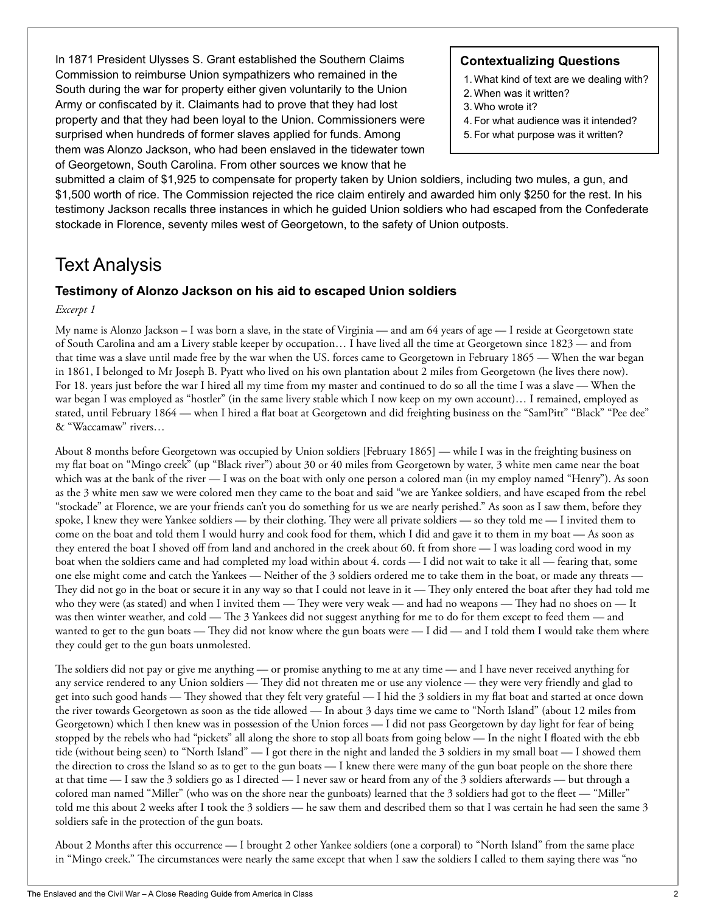In 1871 President Ulysses S. Grant established the Southern Claims Commission to reimburse Union sympathizers who remained in the South during the war for property either given voluntarily to the Union Army or confiscated by it. Claimants had to prove that they had lost property and that they had been loyal to the Union. Commissioners were surprised when hundreds of former slaves applied for funds. Among them was Alonzo Jackson, who had been enslaved in the tidewater town of Georgetown, South Carolina. From other sources we know that he submitted a claim of $1,925 to compensate for property taken by Union soldiers, including two mules, a gun, and $1,500 worth of rice. The Commission rejected the rice claim entirely and awarded him only $250 for the rest. In his testimony Jackson recalls three instances in which he guided Union soldiers who had escaped from the Confederate stockade in Florence, seventy miles west of Georgetown, to the safety of Union outposts.

**Contextualizing Questions**

1. What kind of text are we dealing with?
2. When was it written?
3. Who wrote it?
4. For what audience was it intended?
5. For what purpose was it written?

# Text Analysis

### Testimony of Alonzo Jackson on his aid to escaped Union soldiers

*Excerpt 1*

My name is Alonzo Jackson – I was born a slave, in the state of Virginia — and am 64 years of age — I reside at Georgetown state of South Carolina and am a Livery stable keeper by occupation… I have lived all the time at Georgetown since 1823 — and from that time was a slave until made free by the war when the US. forces came to Georgetown in February 1865 — When the war began in 1861, I belonged to Mr Joseph B. Pyatt who lived on his own plantation about 2 miles from Georgetown (he lives there now). For 18. years just before the war I hired all my time from my master and continued to do so all the time I was a slave — When the war began I was employed as "hostler" (in the same livery stable which I now keep on my own account)… I remained, employed as stated, until February 1864 — when I hired a flat boat at Georgetown and did freighting business on the "SamPitt" "Black" "Pee dee" & "Waccamaw" rivers…

About 8 months before Georgetown was occupied by Union soldiers [February 1865] — while I was in the freighting business on my flat boat on "Mingo creek" (up "Black river") about 30 or 40 miles from Georgetown by water, 3 white men came near the boat which was at the bank of the river — I was on the boat with only one person a colored man (in my employ named "Henry"). As soon as the 3 white men saw we were colored men they came to the boat and said "we are Yankee soldiers, and have escaped from the rebel "stockade" at Florence, we are your friends can't you do something for us we are nearly perished." As soon as I saw them, before they spoke, I knew they were Yankee soldiers — by their clothing. They were all private soldiers — so they told me — I invited them to come on the boat and told them I would hurry and cook food for them, which I did and gave it to them in my boat — As soon as they entered the boat I shoved off from land and anchored in the creek about 60. ft from shore — I was loading cord wood in my boat when the soldiers came and had completed my load within about 4. cords — I did not wait to take it all — fearing that, some one else might come and catch the Yankees — Neither of the 3 soldiers ordered me to take them in the boat, or made any threats — They did not go in the boat or secure it in any way so that I could not leave in it — They only entered the boat after they had told me who they were (as stated) and when I invited them — They were very weak — and had no weapons — They had no shoes on — It was then winter weather, and cold — The 3 Yankees did not suggest anything for me to do for them except to feed them — and wanted to get to the gun boats — They did not know where the gun boats were — I did — and I told them I would take them where they could get to the gun boats unmolested.

The soldiers did not pay or give me anything — or promise anything to me at any time — and I have never received anything for any service rendered to any Union soldiers — They did not threaten me or use any violence — they were very friendly and glad to get into such good hands — They showed that they felt very grateful — I hid the 3 soldiers in my flat boat and started at once down the river towards Georgetown as soon as the tide allowed — In about 3 days time we came to "North Island" (about 12 miles from Georgetown) which I then knew was in possession of the Union forces — I did not pass Georgetown by day light for fear of being stopped by the rebels who had "pickets" all along the shore to stop all boats from going below — In the night I floated with the ebb tide (without being seen) to "North Island" — I got there in the night and landed the 3 soldiers in my small boat — I showed them the direction to cross the Island so as to get to the gun boats — I knew there were many of the gun boat people on the shore there at that time — I saw the 3 soldiers go as I directed — I never saw or heard from any of the 3 soldiers afterwards — but through a colored man named "Miller" (who was on the shore near the gunboats) learned that the 3 soldiers had got to the fleet — "Miller" told me this about 2 weeks after I took the 3 soldiers — he saw them and described them so that I was certain he had seen the same 3 soldiers safe in the protection of the gun boats.

About 2 Months after this occurrence — I brought 2 other Yankee soldiers (one a corporal) to "North Island" from the same place in "Mingo creek." The circumstances were nearly the same except that when I saw the soldiers I called to them saying there was "no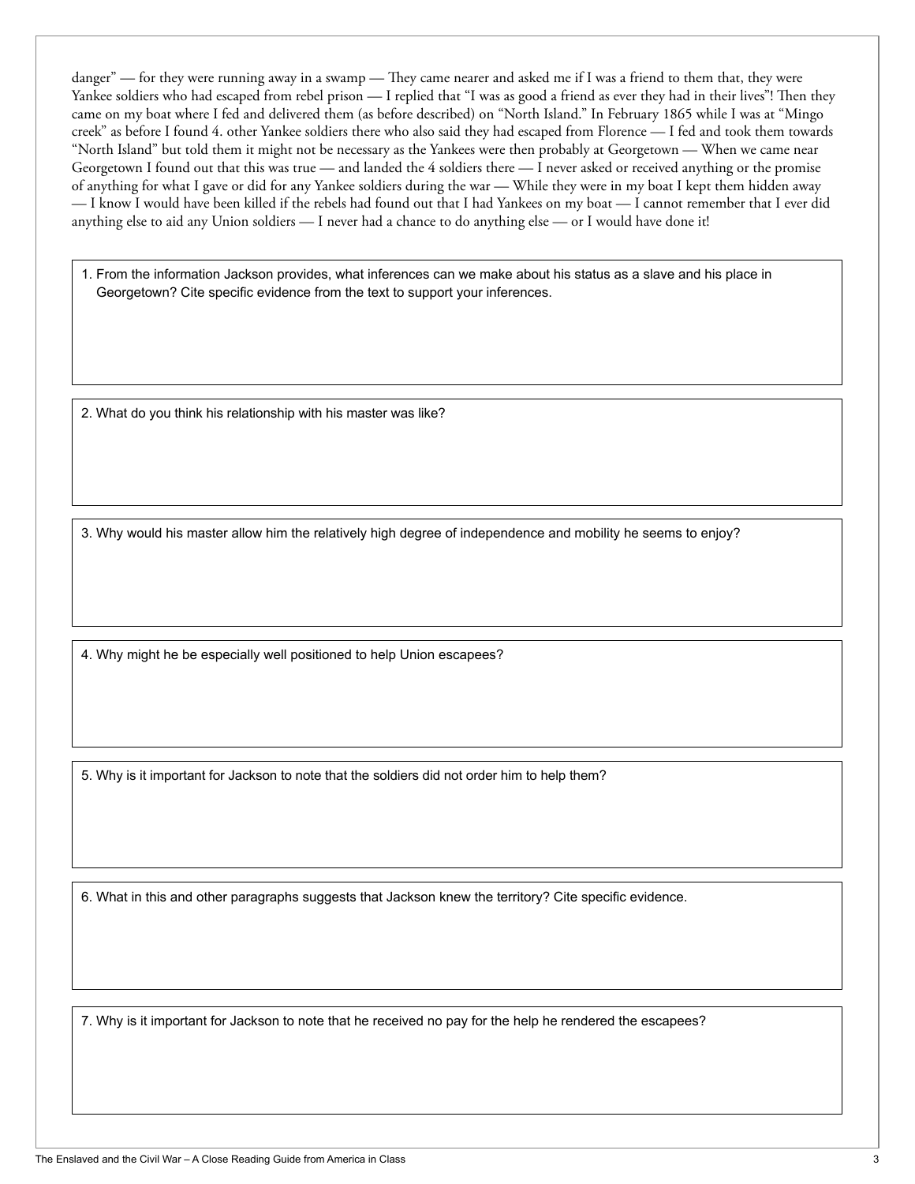danger" — for they were running away in a swamp — They came nearer and asked me if I was a friend to them that, they were Yankee soldiers who had escaped from rebel prison — I replied that "I was as good a friend as ever they had in their lives"! Then they came on my boat where I fed and delivered them (as before described) on "North Island." In February 1865 while I was at "Mingo creek" as before I found 4. other Yankee soldiers there who also said they had escaped from Florence — I fed and took them towards "North Island" but told them it might not be necessary as the Yankees were then probably at Georgetown — When we came near Georgetown I found out that this was true — and landed the 4 soldiers there — I never asked or received anything or the promise of anything for what I gave or did for any Yankee soldiers during the war — While they were in my boat I kept them hidden away — I know I would have been killed if the rebels had found out that I had Yankees on my boat — I cannot remember that I ever did anything else to aid any Union soldiers — I never had a chance to do anything else — or I would have done it!

1. From the information Jackson provides, what inferences can we make about his status as a slave and his place in Georgetown? Cite specific evidence from the text to support your inferences.

2. What do you think his relationship with his master was like?

3. Why would his master allow him the relatively high degree of independence and mobility he seems to enjoy?

4. Why might he be especially well positioned to help Union escapees?

5. Why is it important for Jackson to note that the soldiers did not order him to help them?

6. What in this and other paragraphs suggests that Jackson knew the territory? Cite specific evidence.

7. Why is it important for Jackson to note that he received no pay for the help he rendered the escapees?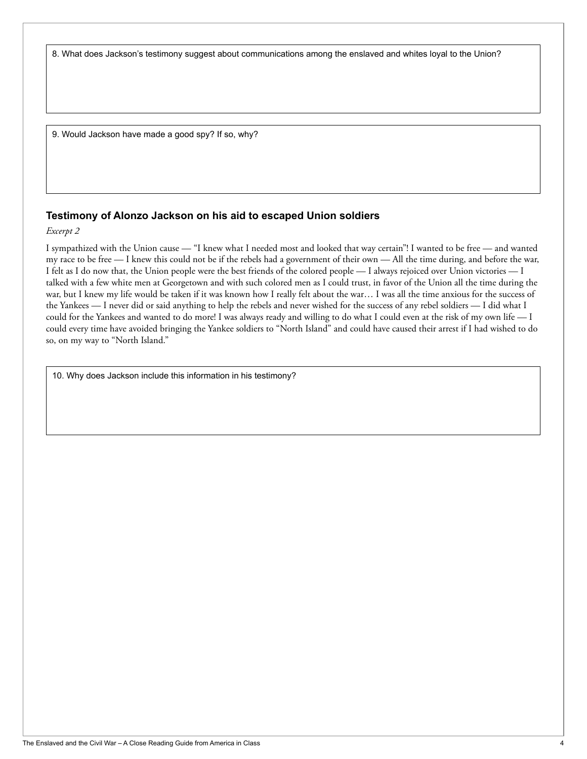8. What does Jackson's testimony suggest about communications among the enslaved and whites loyal to the Union?

9. Would Jackson have made a good spy? If so, why?

### Testimony of Alonzo Jackson on his aid to escaped Union soldiers

*Excerpt 2*

I sympathized with the Union cause — "I knew what I needed most and looked that way certain"! I wanted to be free — and wanted my race to be free — I knew this could not be if the rebels had a government of their own — All the time during, and before the war, I felt as I do now that, the Union people were the best friends of the colored people — I always rejoiced over Union victories — I talked with a few white men at Georgetown and with such colored men as I could trust, in favor of the Union all the time during the war, but I knew my life would be taken if it was known how I really felt about the war… I was all the time anxious for the success of the Yankees — I never did or said anything to help the rebels and never wished for the success of any rebel soldiers — I did what I could for the Yankees and wanted to do more! I was always ready and willing to do what I could even at the risk of my own life — I could every time have avoided bringing the Yankee soldiers to "North Island" and could have caused their arrest if I had wished to do so, on my way to "North Island."

10. Why does Jackson include this information in his testimony?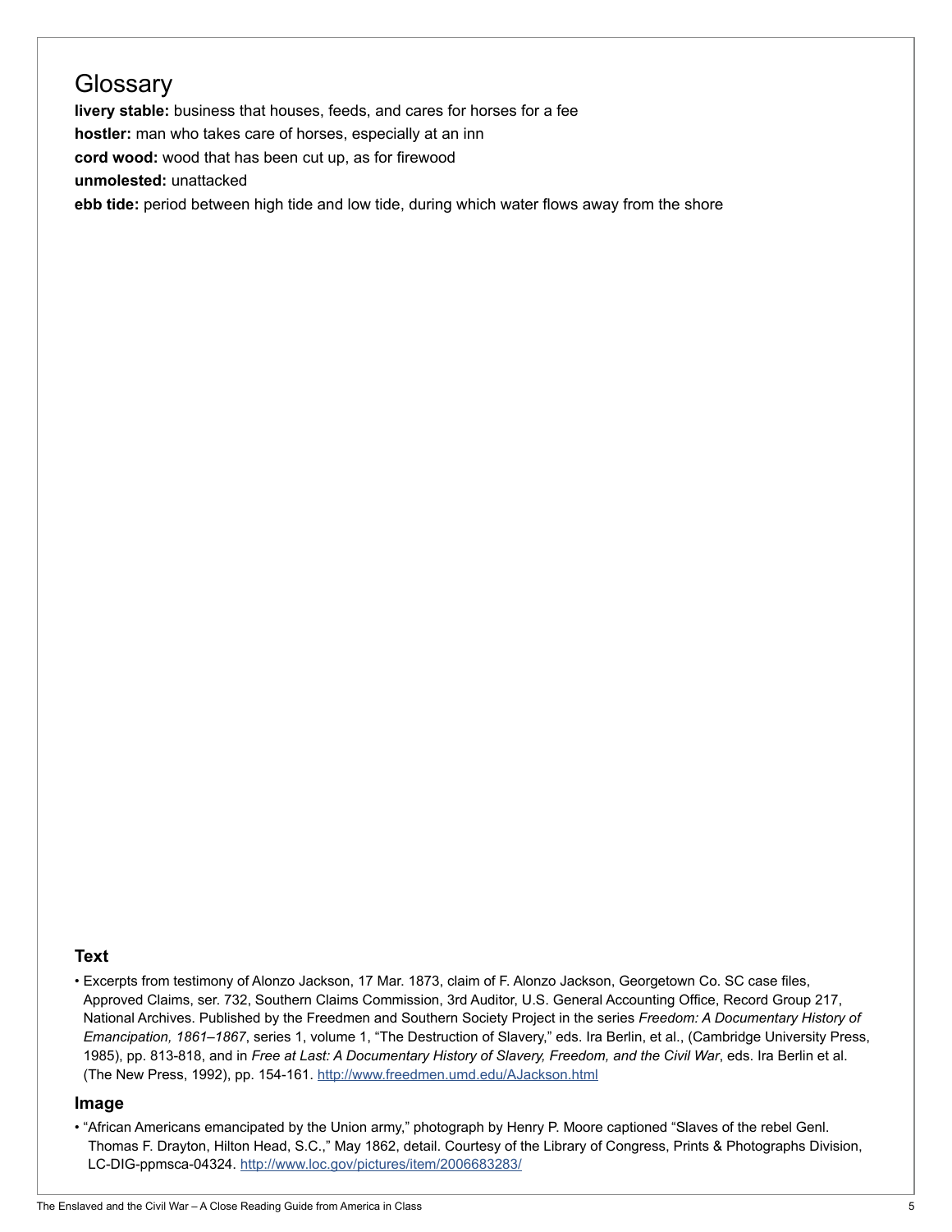# Glossary

**livery stable:** business that houses, feeds, and cares for horses for a fee

**hostler:** man who takes care of horses, especially at an inn

**cord wood:** wood that has been cut up, as for firewood

**unmolested:** unattacked

**ebb tide:** period between high tide and low tide, during which water flows away from the shore

### Text

- Excerpts from testimony of Alonzo Jackson, 17 Mar. 1873, claim of F. Alonzo Jackson, Georgetown Co. SC case files, Approved Claims, ser. 732, Southern Claims Commission, 3rd Auditor, U.S. General Accounting Office, Record Group 217, National Archives. Published by the Freedmen and Southern Society Project in the series *Freedom: A Documentary History of Emancipation, 1861–1867*, series 1, volume 1, "The Destruction of Slavery," eds. Ira Berlin, et al., (Cambridge University Press, 1985), pp. 813-818, and in *Free at Last: A Documentary History of Slavery, Freedom, and the Civil War*, eds. Ira Berlin et al. (The New Press, 1992), pp. 154-161. http://www.freedmen.umd.edu/AJackson.html

### Image

- "African Americans emancipated by the Union army," photograph by Henry P. Moore captioned "Slaves of the rebel Genl. Thomas F. Drayton, Hilton Head, S.C.," May 1862, detail. Courtesy of the Library of Congress, Prints & Photographs Division, LC-DIG-ppmsca-04324. http://www.loc.gov/pictures/item/2006683283/